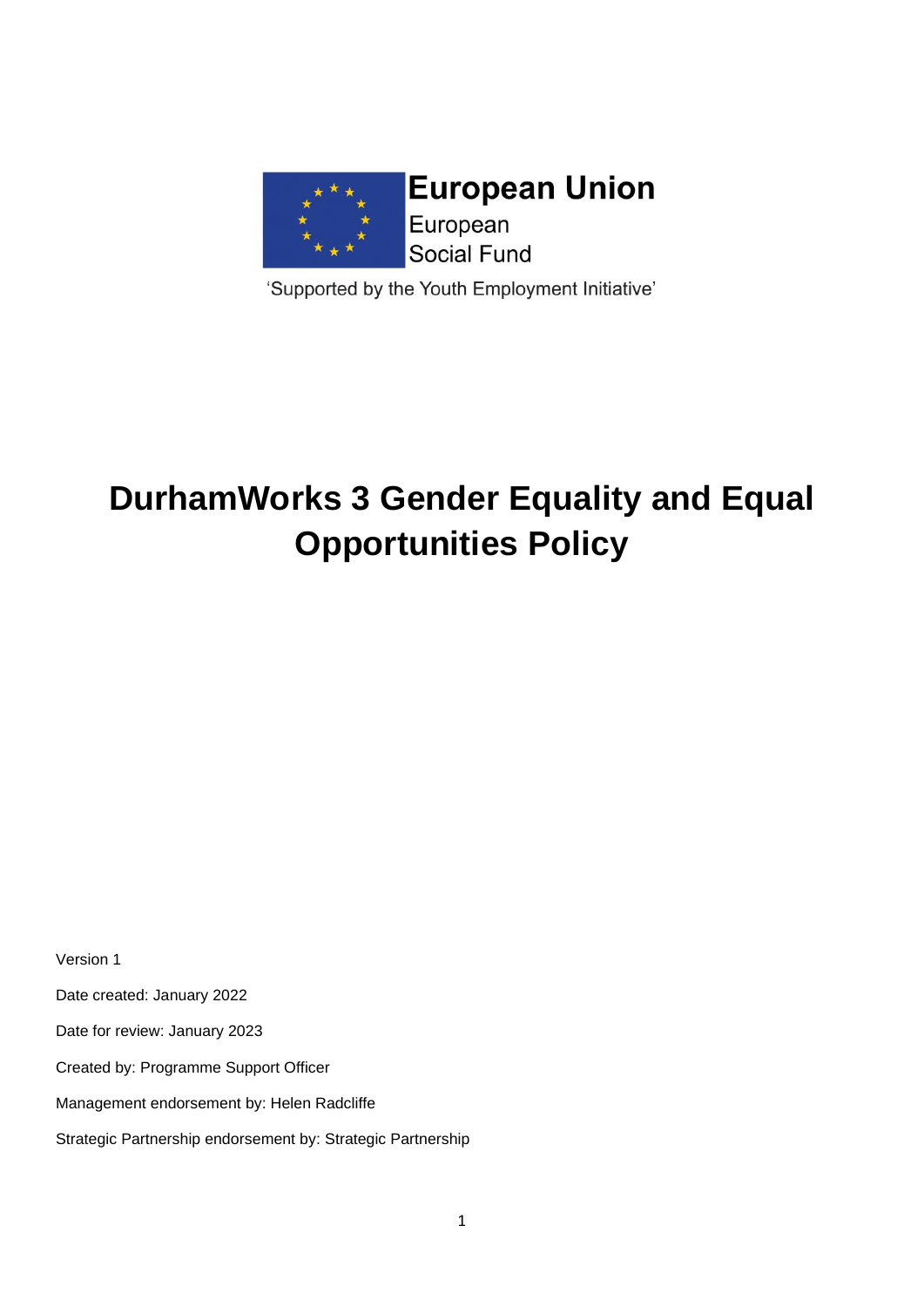European Union
European
Social Fund

'Supported by the Youth Employment Initiative'

# DurhamWorks 3 Gender Equality and Equal Opportunities Policy

Version 1

Date created: January 2022

Date for review: January 2023

Created by: Programme Support Officer

Management endorsement by: Helen Radcliffe

Strategic Partnership endorsement by: Strategic Partnership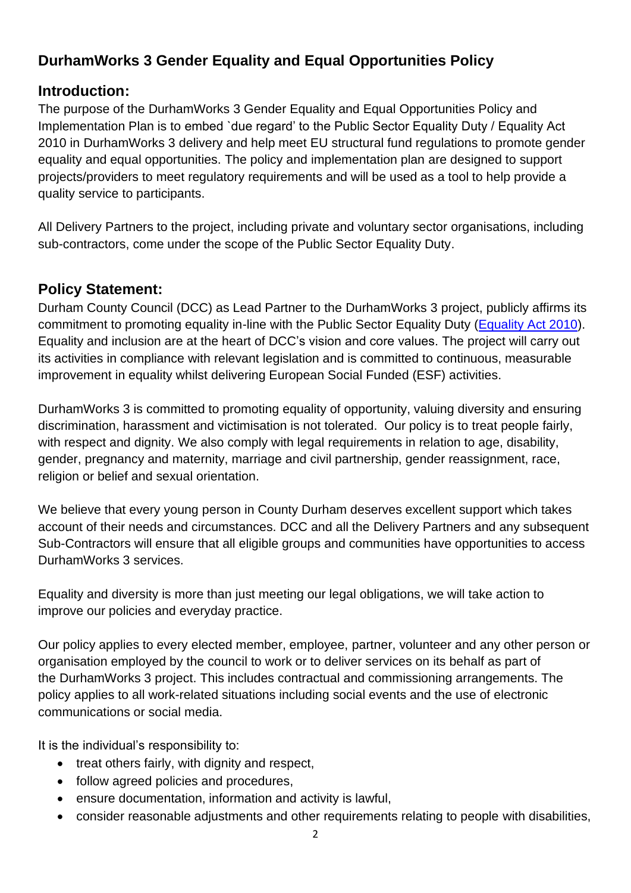# DurhamWorks 3 Gender Equality and Equal Opportunities Policy

## Introduction:

The purpose of the DurhamWorks 3 Gender Equality and Equal Opportunities Policy and Implementation Plan is to embed `due regard' to the Public Sector Equality Duty / Equality Act 2010 in DurhamWorks 3 delivery and help meet EU structural fund regulations to promote gender equality and equal opportunities. The policy and implementation plan are designed to support projects/providers to meet regulatory requirements and will be used as a tool to help provide a quality service to participants.

All Delivery Partners to the project, including private and voluntary sector organisations, including sub-contractors, come under the scope of the Public Sector Equality Duty.

## Policy Statement:

Durham County Council (DCC) as Lead Partner to the DurhamWorks 3 project, publicly affirms its commitment to promoting equality in-line with the Public Sector Equality Duty (Equality Act 2010). Equality and inclusion are at the heart of DCC's vision and core values. The project will carry out its activities in compliance with relevant legislation and is committed to continuous, measurable improvement in equality whilst delivering European Social Funded (ESF) activities.

DurhamWorks 3 is committed to promoting equality of opportunity, valuing diversity and ensuring discrimination, harassment and victimisation is not tolerated. Our policy is to treat people fairly, with respect and dignity. We also comply with legal requirements in relation to age, disability, gender, pregnancy and maternity, marriage and civil partnership, gender reassignment, race, religion or belief and sexual orientation.

We believe that every young person in County Durham deserves excellent support which takes account of their needs and circumstances. DCC and all the Delivery Partners and any subsequent Sub-Contractors will ensure that all eligible groups and communities have opportunities to access DurhamWorks 3 services.

Equality and diversity is more than just meeting our legal obligations, we will take action to improve our policies and everyday practice.

Our policy applies to every elected member, employee, partner, volunteer and any other person or organisation employed by the council to work or to deliver services on its behalf as part of the DurhamWorks 3 project. This includes contractual and commissioning arrangements. The policy applies to all work-related situations including social events and the use of electronic communications or social media.

It is the individual's responsibility to:

- treat others fairly, with dignity and respect,
- follow agreed policies and procedures,
- ensure documentation, information and activity is lawful,
- consider reasonable adjustments and other requirements relating to people with disabilities,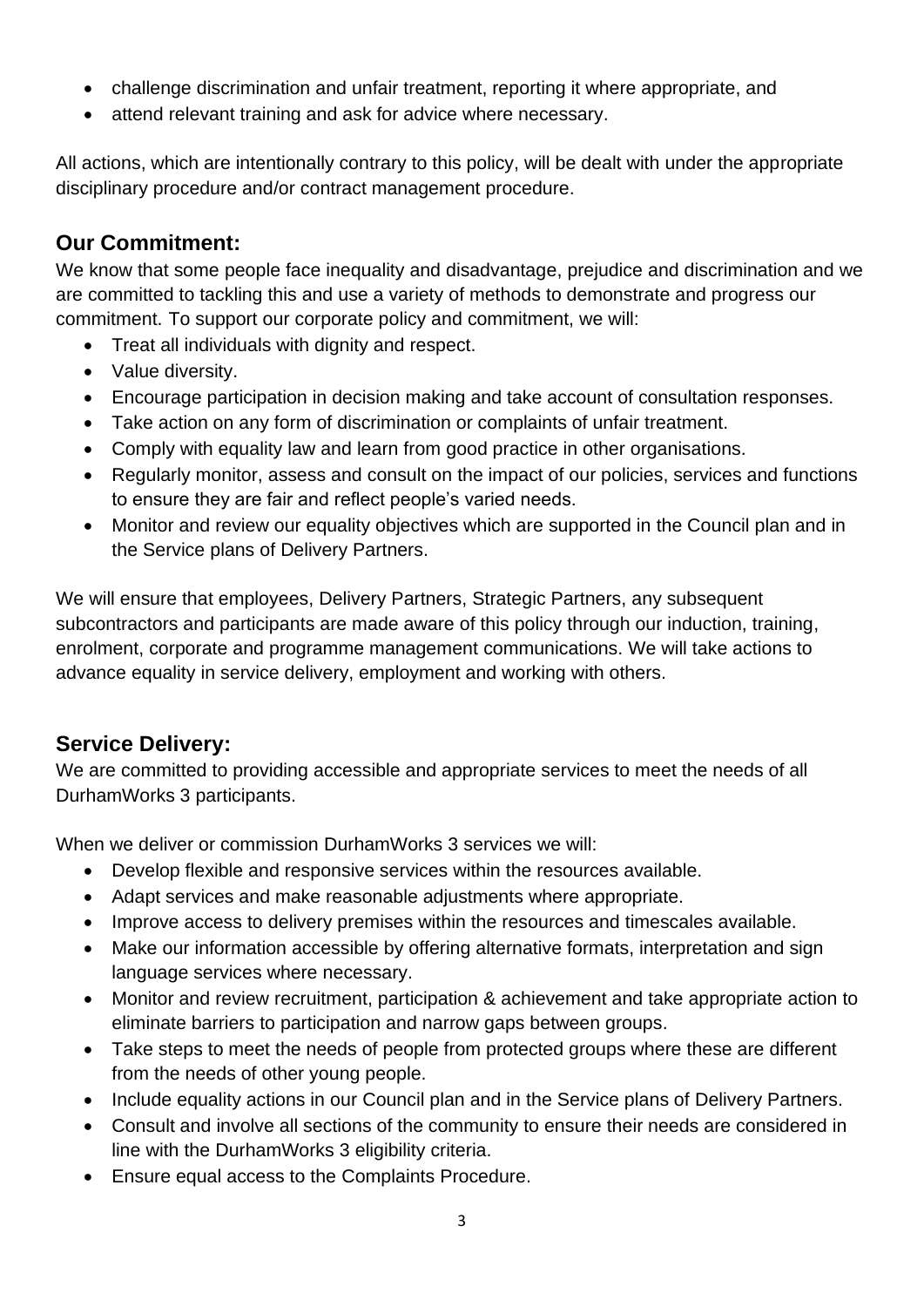- challenge discrimination and unfair treatment, reporting it where appropriate, and
- attend relevant training and ask for advice where necessary.

All actions, which are intentionally contrary to this policy, will be dealt with under the appropriate disciplinary procedure and/or contract management procedure.

## Our Commitment:

We know that some people face inequality and disadvantage, prejudice and discrimination and we are committed to tackling this and use a variety of methods to demonstrate and progress our commitment. To support our corporate policy and commitment, we will:

- Treat all individuals with dignity and respect.
- Value diversity.
- Encourage participation in decision making and take account of consultation responses.
- Take action on any form of discrimination or complaints of unfair treatment.
- Comply with equality law and learn from good practice in other organisations.
- Regularly monitor, assess and consult on the impact of our policies, services and functions to ensure they are fair and reflect people's varied needs.
- Monitor and review our equality objectives which are supported in the Council plan and in the Service plans of Delivery Partners.

We will ensure that employees, Delivery Partners, Strategic Partners, any subsequent subcontractors and participants are made aware of this policy through our induction, training, enrolment, corporate and programme management communications. We will take actions to advance equality in service delivery, employment and working with others.

## Service Delivery:

We are committed to providing accessible and appropriate services to meet the needs of all DurhamWorks 3 participants.

When we deliver or commission DurhamWorks 3 services we will:

- Develop flexible and responsive services within the resources available.
- Adapt services and make reasonable adjustments where appropriate.
- Improve access to delivery premises within the resources and timescales available.
- Make our information accessible by offering alternative formats, interpretation and sign language services where necessary.
- Monitor and review recruitment, participation & achievement and take appropriate action to eliminate barriers to participation and narrow gaps between groups.
- Take steps to meet the needs of people from protected groups where these are different from the needs of other young people.
- Include equality actions in our Council plan and in the Service plans of Delivery Partners.
- Consult and involve all sections of the community to ensure their needs are considered in line with the DurhamWorks 3 eligibility criteria.
- Ensure equal access to the Complaints Procedure.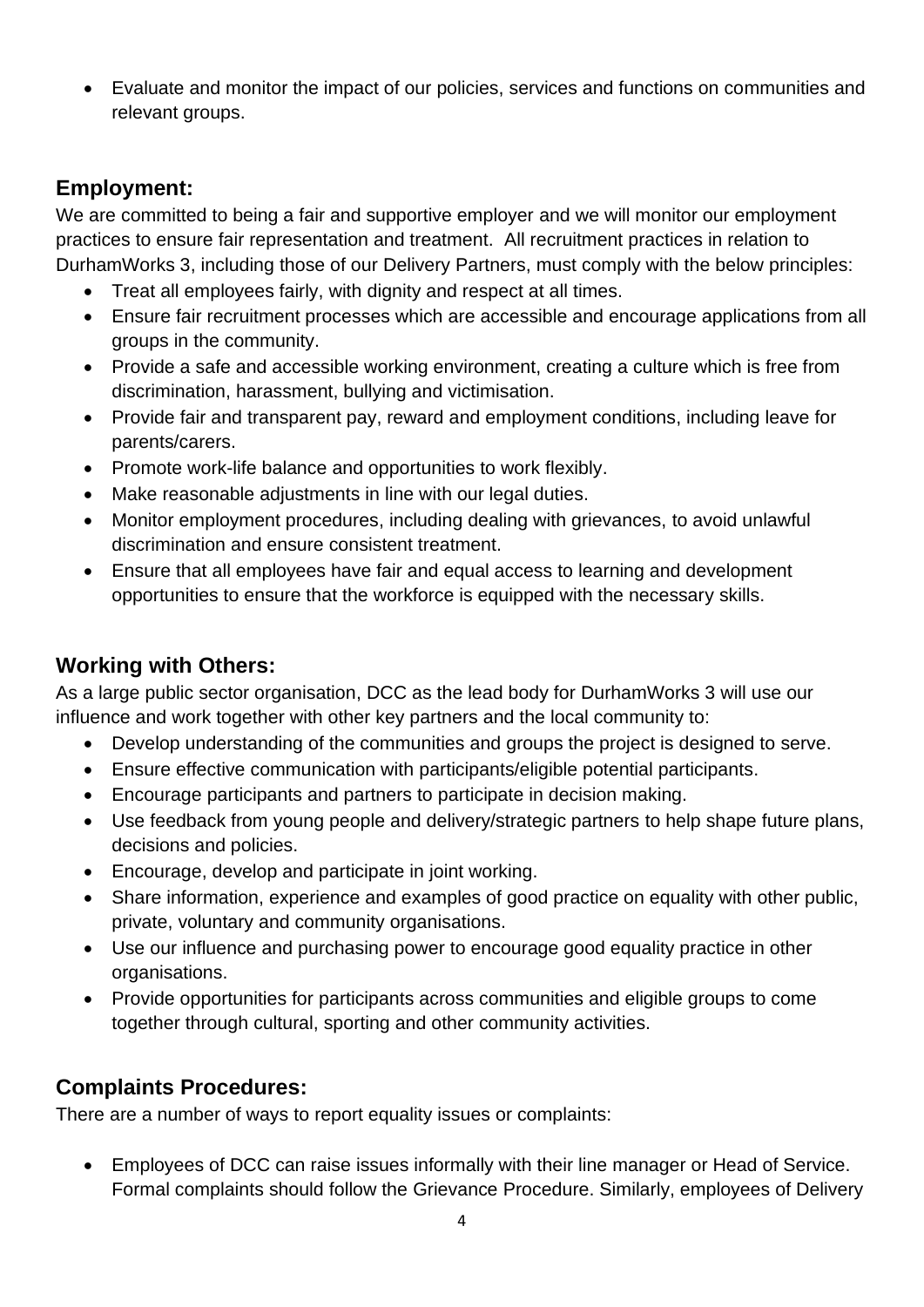- Evaluate and monitor the impact of our policies, services and functions on communities and relevant groups.

## Employment:

We are committed to being a fair and supportive employer and we will monitor our employment practices to ensure fair representation and treatment. All recruitment practices in relation to DurhamWorks 3, including those of our Delivery Partners, must comply with the below principles:

- Treat all employees fairly, with dignity and respect at all times.
- Ensure fair recruitment processes which are accessible and encourage applications from all groups in the community.
- Provide a safe and accessible working environment, creating a culture which is free from discrimination, harassment, bullying and victimisation.
- Provide fair and transparent pay, reward and employment conditions, including leave for parents/carers.
- Promote work-life balance and opportunities to work flexibly.
- Make reasonable adjustments in line with our legal duties.
- Monitor employment procedures, including dealing with grievances, to avoid unlawful discrimination and ensure consistent treatment.
- Ensure that all employees have fair and equal access to learning and development opportunities to ensure that the workforce is equipped with the necessary skills.

## Working with Others:

As a large public sector organisation, DCC as the lead body for DurhamWorks 3 will use our influence and work together with other key partners and the local community to:

- Develop understanding of the communities and groups the project is designed to serve.
- Ensure effective communication with participants/eligible potential participants.
- Encourage participants and partners to participate in decision making.
- Use feedback from young people and delivery/strategic partners to help shape future plans, decisions and policies.
- Encourage, develop and participate in joint working.
- Share information, experience and examples of good practice on equality with other public, private, voluntary and community organisations.
- Use our influence and purchasing power to encourage good equality practice in other organisations.
- Provide opportunities for participants across communities and eligible groups to come together through cultural, sporting and other community activities.

## Complaints Procedures:

There are a number of ways to report equality issues or complaints:

- Employees of DCC can raise issues informally with their line manager or Head of Service. Formal complaints should follow the Grievance Procedure. Similarly, employees of Delivery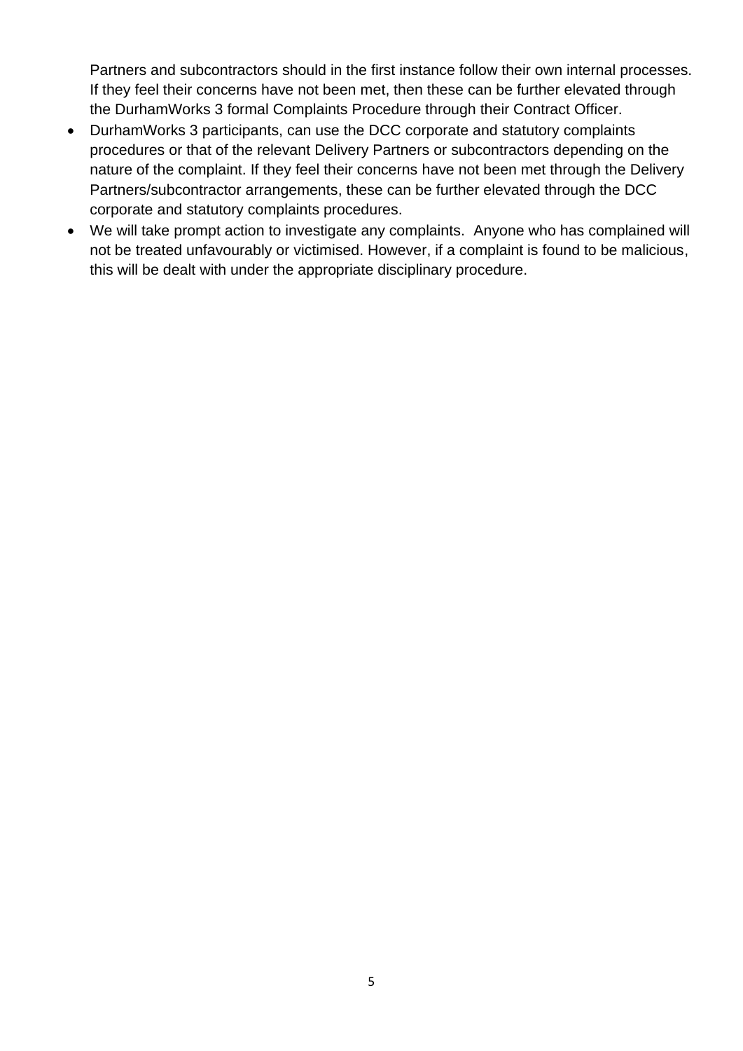Partners and subcontractors should in the first instance follow their own internal processes. If they feel their concerns have not been met, then these can be further elevated through the DurhamWorks 3 formal Complaints Procedure through their Contract Officer.

- DurhamWorks 3 participants, can use the DCC corporate and statutory complaints procedures or that of the relevant Delivery Partners or subcontractors depending on the nature of the complaint. If they feel their concerns have not been met through the Delivery Partners/subcontractor arrangements, these can be further elevated through the DCC corporate and statutory complaints procedures.
- We will take prompt action to investigate any complaints. Anyone who has complained will not be treated unfavourably or victimised. However, if a complaint is found to be malicious, this will be dealt with under the appropriate disciplinary procedure.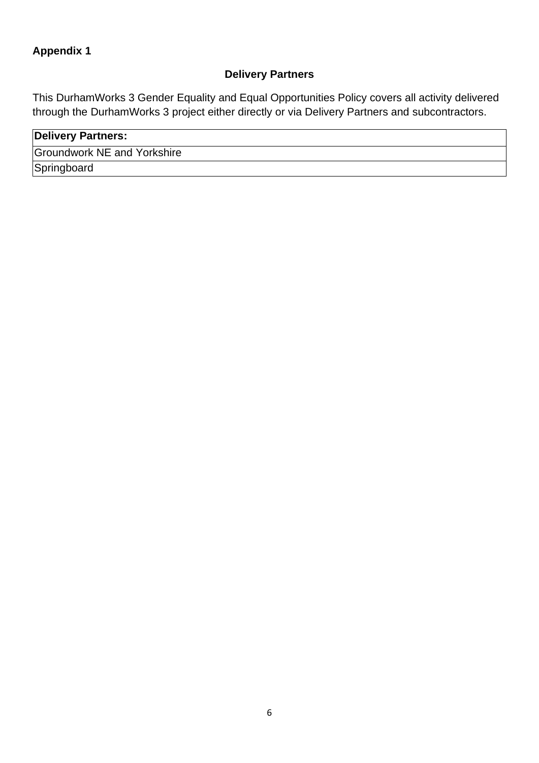**Appendix 1**

## Delivery Partners

This DurhamWorks 3 Gender Equality and Equal Opportunities Policy covers all activity delivered through the DurhamWorks 3 project either directly or via Delivery Partners and subcontractors.

| **Delivery Partners:** |
| --- |
| Groundwork NE and Yorkshire |
| Springboard |